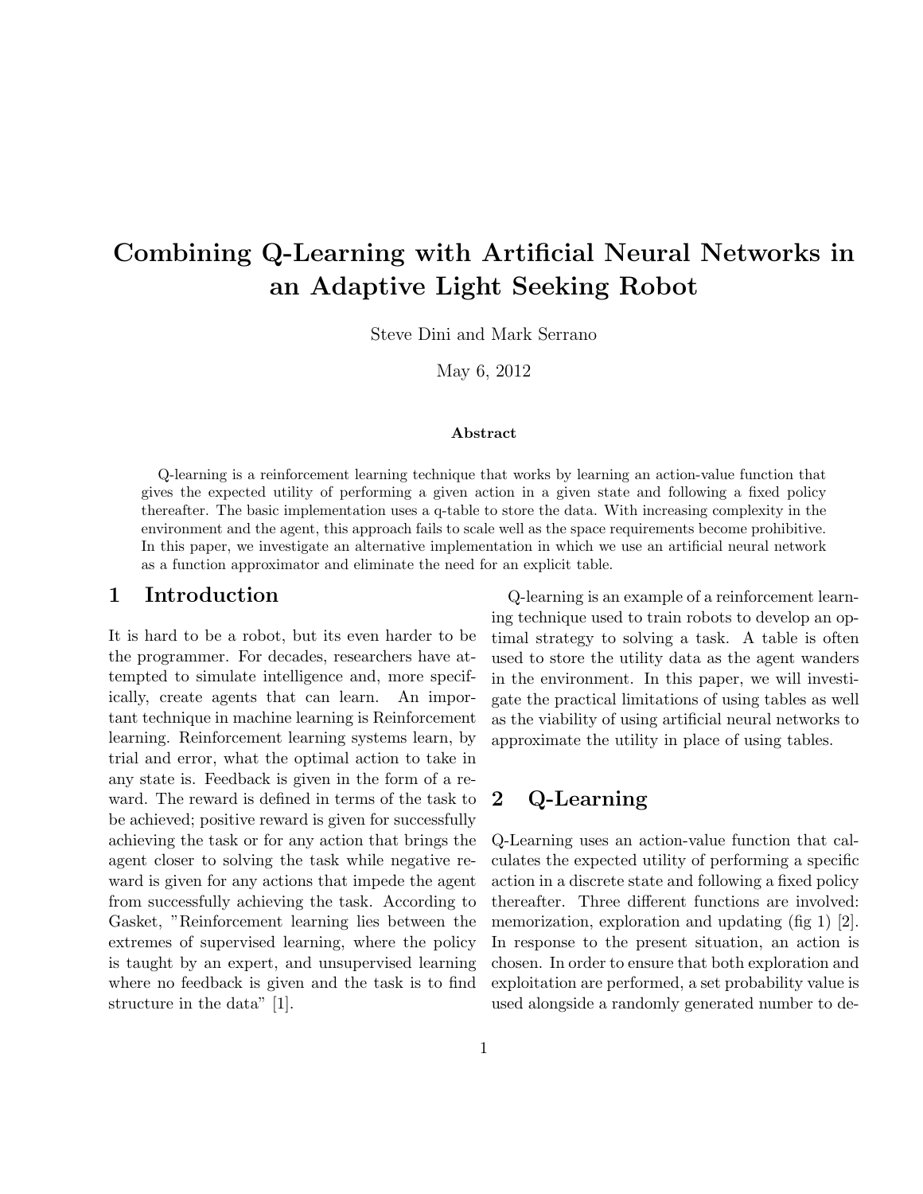# Combining Q-Learning with Artificial Neural Networks in an Adaptive Light Seeking Robot

Steve Dini and Mark Serrano

May 6, 2012

**Abstract**

Q-learning is a reinforcement learning technique that works by learning an action-value function that gives the expected utility of performing a given action in a given state and following a fixed policy thereafter. The basic implementation uses a q-table to store the data. With increasing complexity in the environment and the agent, this approach fails to scale well as the space requirements become prohibitive. In this paper, we investigate an alternative implementation in which we use an artificial neural network as a function approximator and eliminate the need for an explicit table.

## 1 Introduction

It is hard to be a robot, but its even harder to be the programmer. For decades, researchers have attempted to simulate intelligence and, more specifically, create agents that can learn. An important technique in machine learning is Reinforcement learning. Reinforcement learning systems learn, by trial and error, what the optimal action to take in any state is. Feedback is given in the form of a reward. The reward is defined in terms of the task to be achieved; positive reward is given for successfully achieving the task or for any action that brings the agent closer to solving the task while negative reward is given for any actions that impede the agent from successfully achieving the task. According to Gasket, "Reinforcement learning lies between the extremes of supervised learning, where the policy is taught by an expert, and unsupervised learning where no feedback is given and the task is to find structure in the data" [1].

Q-learning is an example of a reinforcement learning technique used to train robots to develop an optimal strategy to solving a task. A table is often used to store the utility data as the agent wanders in the environment. In this paper, we will investigate the practical limitations of using tables as well as the viability of using artificial neural networks to approximate the utility in place of using tables.

## 2 Q-Learning

Q-Learning uses an action-value function that calculates the expected utility of performing a specific action in a discrete state and following a fixed policy thereafter. Three different functions are involved: memorization, exploration and updating (fig 1) [2]. In response to the present situation, an action is chosen. In order to ensure that both exploration and exploitation are performed, a set probability value is used alongside a randomly generated number to de-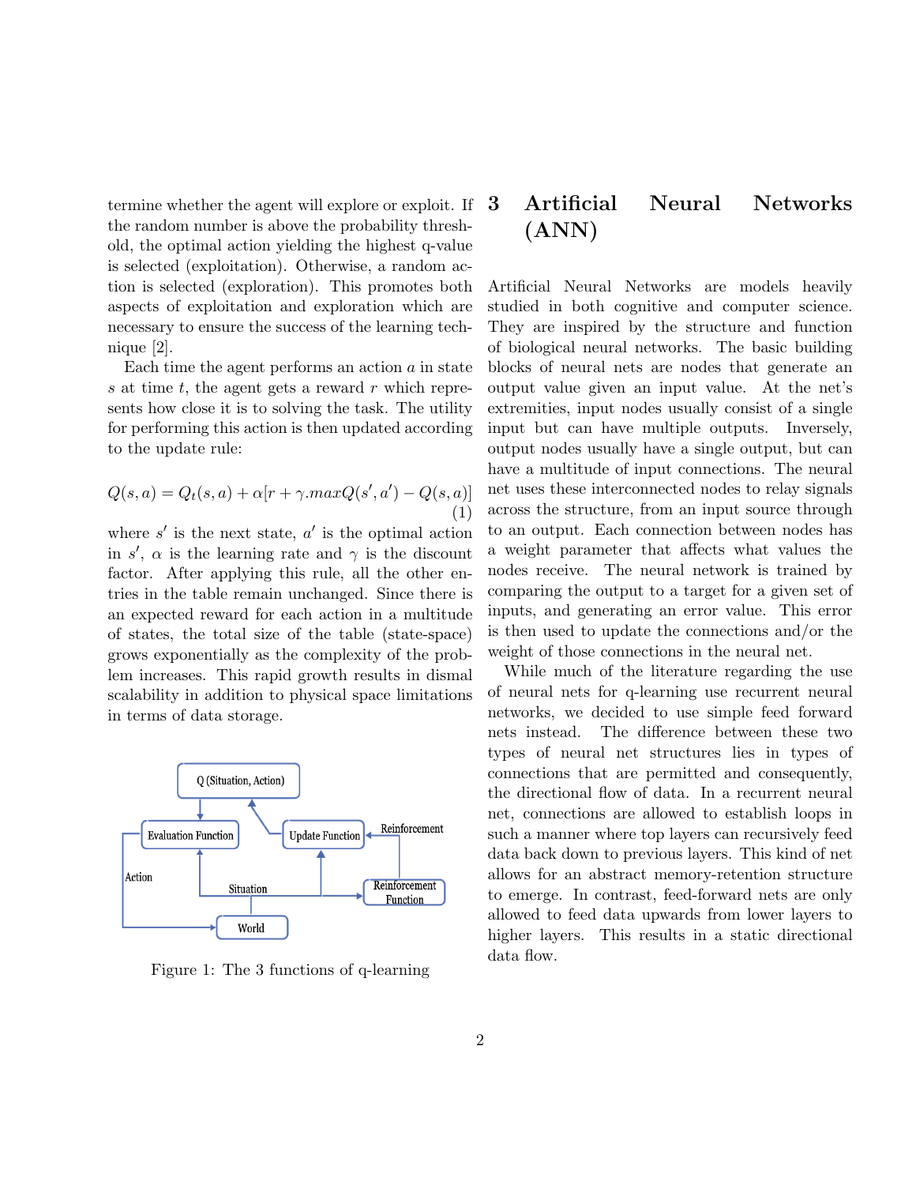termine whether the agent will explore or exploit. If the random number is above the probability threshold, the optimal action yielding the highest q-value is selected (exploitation). Otherwise, a random action is selected (exploration). This promotes both aspects of exploitation and exploration which are necessary to ensure the success of the learning technique [2].

Each time the agent performs an action $a$ in state $s$ at time $t$, the agent gets a reward $r$ which represents how close it is to solving the task. The utility for performing this action is then updated according to the update rule:

$$Q(s,a) = Q_t(s,a) + \alpha[r + \gamma.maxQ(s',a') - Q(s,a)] \quad (1)$$

where $s'$ is the next state, $a'$ is the optimal action in $s'$, $\alpha$ is the learning rate and $\gamma$ is the discount factor. After applying this rule, all the other entries in the table remain unchanged. Since there is an expected reward for each action in a multitude of states, the total size of the table (state-space) grows exponentially as the complexity of the problem increases. This rapid growth results in dismal scalability in addition to physical space limitations in terms of data storage.

Figure 1: The 3 functions of q-learning

# 3 Artificial Neural Networks (ANN)

Artificial Neural Networks are models heavily studied in both cognitive and computer science. They are inspired by the structure and function of biological neural networks. The basic building blocks of neural nets are nodes that generate an output value given an input value. At the net's extremities, input nodes usually consist of a single input but can have multiple outputs. Inversely, output nodes usually have a single output, but can have a multitude of input connections. The neural net uses these interconnected nodes to relay signals across the structure, from an input source through to an output. Each connection between nodes has a weight parameter that affects what values the nodes receive. The neural network is trained by comparing the output to a target for a given set of inputs, and generating an error value. This error is then used to update the connections and/or the weight of those connections in the neural net.

While much of the literature regarding the use of neural nets for q-learning use recurrent neural networks, we decided to use simple feed forward nets instead. The difference between these two types of neural net structures lies in types of connections that are permitted and consequently, the directional flow of data. In a recurrent neural net, connections are allowed to establish loops in such a manner where top layers can recursively feed data back down to previous layers. This kind of net allows for an abstract memory-retention structure to emerge. In contrast, feed-forward nets are only allowed to feed data upwards from lower layers to higher layers. This results in a static directional data flow.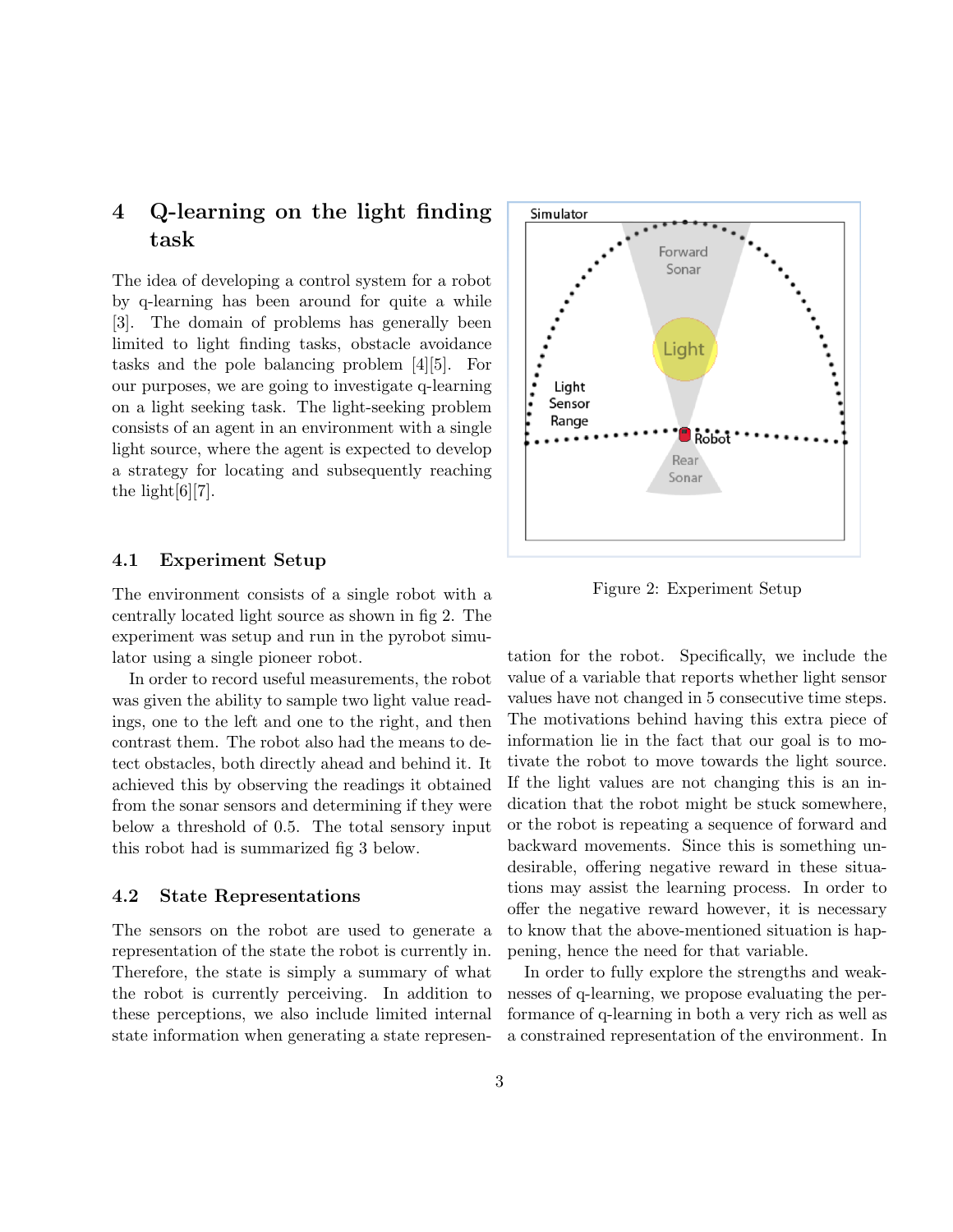## 4 Q-learning on the light finding task

The idea of developing a control system for a robot by q-learning has been around for quite a while [3]. The domain of problems has generally been limited to light finding tasks, obstacle avoidance tasks and the pole balancing problem [4][5]. For our purposes, we are going to investigate q-learning on a light seeking task. The light-seeking problem consists of an agent in an environment with a single light source, where the agent is expected to develop a strategy for locating and subsequently reaching the light[6][7].

### 4.1 Experiment Setup

The environment consists of a single robot with a centrally located light source as shown in fig 2. The experiment was setup and run in the pyrobot simulator using a single pioneer robot.

In order to record useful measurements, the robot was given the ability to sample two light value readings, one to the left and one to the right, and then contrast them. The robot also had the means to detect obstacles, both directly ahead and behind it. It achieved this by observing the readings it obtained from the sonar sensors and determining if they were below a threshold of 0.5. The total sensory input this robot had is summarized fig 3 below.

Figure 2: Experiment Setup

### 4.2 State Representations

The sensors on the robot are used to generate a representation of the state the robot is currently in. Therefore, the state is simply a summary of what the robot is currently perceiving. In addition to these perceptions, we also include limited internal state information when generating a state representation for the robot. Specifically, we include the value of a variable that reports whether light sensor values have not changed in 5 consecutive time steps. The motivations behind having this extra piece of information lie in the fact that our goal is to motivate the robot to move towards the light source. If the light values are not changing this is an indication that the robot might be stuck somewhere, or the robot is repeating a sequence of forward and backward movements. Since this is something undesirable, offering negative reward in these situations may assist the learning process. In order to offer the negative reward however, it is necessary to know that the above-mentioned situation is happening, hence the need for that variable.

In order to fully explore the strengths and weaknesses of q-learning, we propose evaluating the performance of q-learning in both a very rich as well as a constrained representation of the environment. In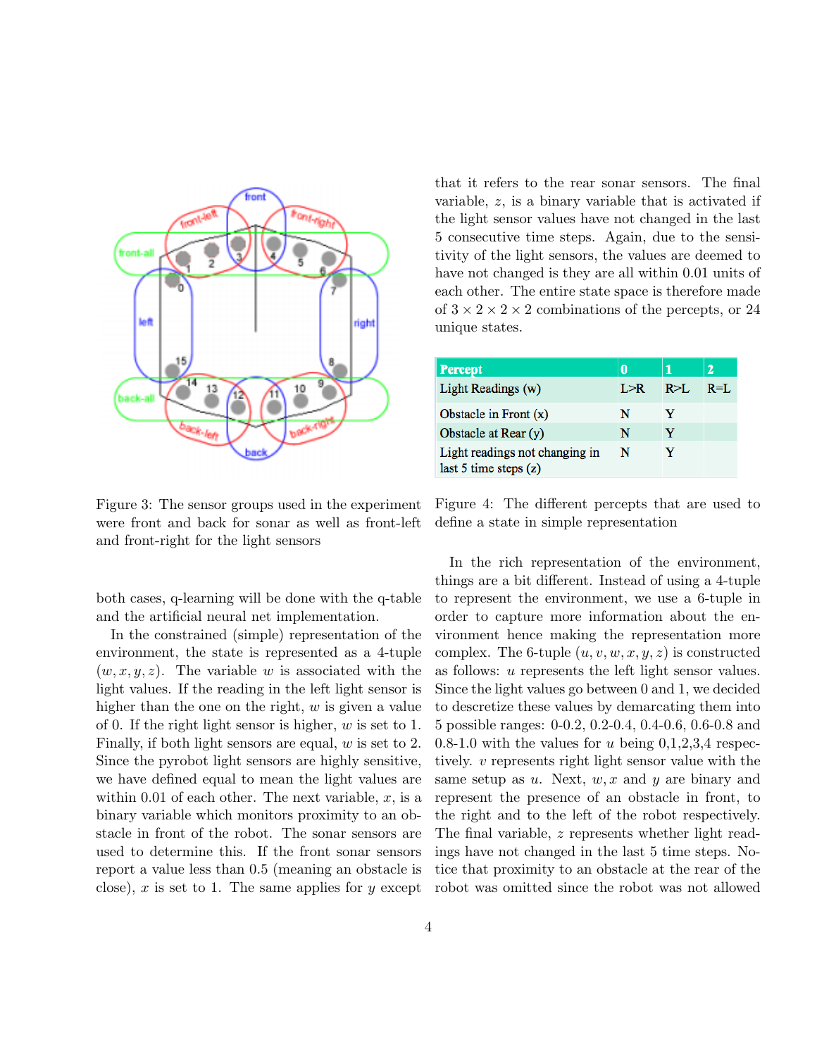Figure 3: The sensor groups used in the experiment were front and back for sonar as well as front-left and front-right for the light sensors

both cases, q-learning will be done with the q-table and the artificial neural net implementation.

In the constrained (simple) representation of the environment, the state is represented as a 4-tuple $(w, x, y, z)$. The variable $w$ is associated with the light values. If the reading in the left light sensor is higher than the one on the right, $w$ is given a value of 0. If the right light sensor is higher, $w$ is set to 1. Finally, if both light sensors are equal, $w$ is set to 2. Since the pyrobot light sensors are highly sensitive, we have defined equal to mean the light values are within 0.01 of each other. The next variable, $x$, is a binary variable which monitors proximity to an obstacle in front of the robot. The sonar sensors are used to determine this. If the front sonar sensors report a value less than 0.5 (meaning an obstacle is close), $x$ is set to 1. The same applies for $y$ except that it refers to the rear sonar sensors. The final variable, $z$, is a binary variable that is activated if the light sensor values have not changed in the last 5 consecutive time steps. Again, due to the sensitivity of the light sensors, the values are deemed to have not changed is they are all within 0.01 units of each other. The entire state space is therefore made of $3 \times 2 \times 2 \times 2$ combinations of the percepts, or 24 unique states.

| Percept | 0 | 1 | 2 |
|---|---|---|---|
| Light Readings (w) | L>R | R>L | R=L |
| Obstacle in Front (x) | N | Y | |
| Obstacle at Rear (y) | N | Y | |
| Light readings not changing in last 5 time steps (z) | N | Y | |

Figure 4: The different percepts that are used to define a state in simple representation

In the rich representation of the environment, things are a bit different. Instead of using a 4-tuple to represent the environment, we use a 6-tuple in order to capture more information about the environment hence making the representation more complex. The 6-tuple $(u, v, w, x, y, z)$ is constructed as follows: $u$ represents the left light sensor values. Since the light values go between 0 and 1, we decided to descretize these values by demarcating them into 5 possible ranges: 0-0.2, 0.2-0.4, 0.4-0.6, 0.6-0.8 and 0.8-1.0 with the values for $u$ being 0,1,2,3,4 respectively. $v$ represents right light sensor value with the same setup as $u$. Next, $w, x$ and $y$ are binary and represent the presence of an obstacle in front, to the right and to the left of the robot respectively. The final variable, $z$ represents whether light readings have not changed in the last 5 time steps. Notice that proximity to an obstacle at the rear of the robot was omitted since the robot was not allowed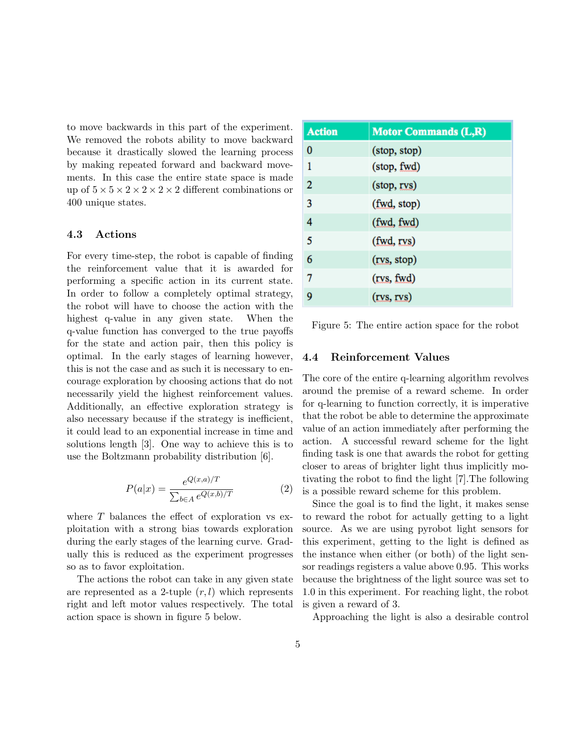to move backwards in this part of the experiment. We removed the robots ability to move backward because it drastically slowed the learning process by making repeated forward and backward movements. In this case the entire state space is made up of $5 \times 5 \times 2 \times 2 \times 2 \times 2$ different combinations or 400 unique states.

### 4.3 Actions

For every time-step, the robot is capable of finding the reinforcement value that it is awarded for performing a specific action in its current state. In order to follow a completely optimal strategy, the robot will have to choose the action with the highest q-value in any given state. When the q-value function has converged to the true payoffs for the state and action pair, then this policy is optimal. In the early stages of learning however, this is not the case and as such it is necessary to encourage exploration by choosing actions that do not necessarily yield the highest reinforcement values. Additionally, an effective exploration strategy is also necessary because if the strategy is inefficient, it could lead to an exponential increase in time and solutions length [3]. One way to achieve this is to use the Boltzmann probability distribution [6].

$$P(a|x) = \frac{e^{Q(x,a)/T}}{\sum_{b \in A} e^{Q(x,b)/T}} \tag{2}$$

where $T$ balances the effect of exploration vs exploitation with a strong bias towards exploration during the early stages of the learning curve. Gradually this is reduced as the experiment progresses so as to favor exploitation.

The actions the robot can take in any given state are represented as a 2-tuple $(r, l)$ which represents right and left motor values respectively. The total action space is shown in figure 5 below.

| Action | Motor Commands (L,R) |
|---|---|
| 0 | (stop, stop) |
| 1 | (stop, fwd) |
| 2 | (stop, rvs) |
| 3 | (fwd, stop) |
| 4 | (fwd, fwd) |
| 5 | (fwd, rvs) |
| 6 | (rvs, stop) |
| 7 | (rvs, fwd) |
| 9 | (rvs, rvs) |

Figure 5: The entire action space for the robot

### 4.4 Reinforcement Values

The core of the entire q-learning algorithm revolves around the premise of a reward scheme. In order for q-learning to function correctly, it is imperative that the robot be able to determine the approximate value of an action immediately after performing the action. A successful reward scheme for the light finding task is one that awards the robot for getting closer to areas of brighter light thus implicitly motivating the robot to find the light [7].The following is a possible reward scheme for this problem.

Since the goal is to find the light, it makes sense to reward the robot for actually getting to a light source. As we are using pyrobot light sensors for this experiment, getting to the light is defined as the instance when either (or both) of the light sensor readings registers a value above 0.95. This works because the brightness of the light source was set to 1.0 in this experiment. For reaching light, the robot is given a reward of 3.

Approaching the light is also a desirable control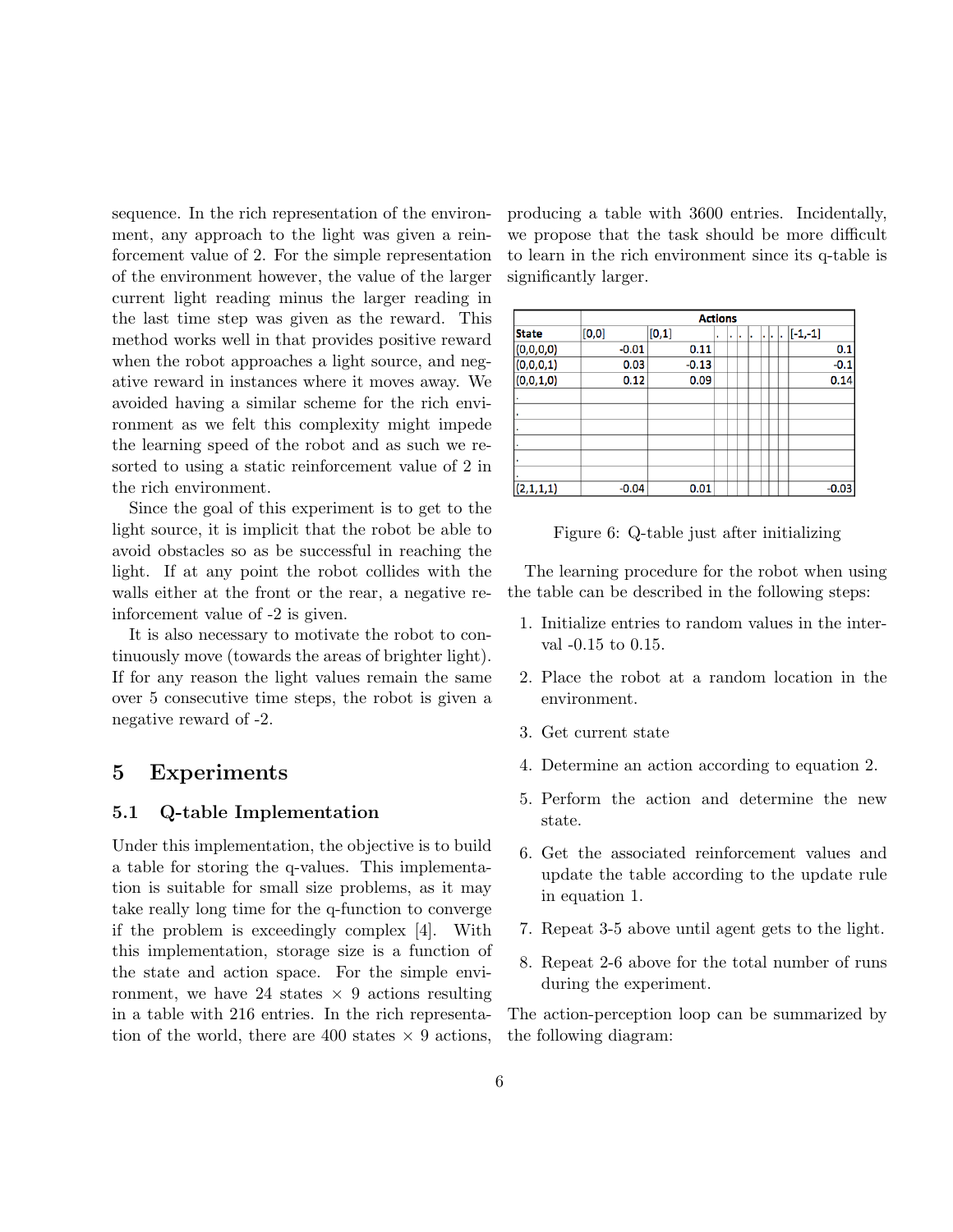sequence. In the rich representation of the environment, any approach to the light was given a reinforcement value of 2. For the simple representation of the environment however, the value of the larger current light reading minus the larger reading in the last time step was given as the reward. This method works well in that provides positive reward when the robot approaches a light source, and negative reward in instances where it moves away. We avoided having a similar scheme for the rich environment as we felt this complexity might impede the learning speed of the robot and as such we resorted to using a static reinforcement value of 2 in the rich environment.

Since the goal of this experiment is to get to the light source, it is implicit that the robot be able to avoid obstacles so as be successful in reaching the light. If at any point the robot collides with the walls either at the front or the rear, a negative reinforcement value of -2 is given.

It is also necessary to motivate the robot to continuously move (towards the areas of brighter light). If for any reason the light values remain the same over 5 consecutive time steps, the robot is given a negative reward of -2.

# 5 Experiments

## 5.1 Q-table Implementation

Under this implementation, the objective is to build a table for storing the q-values. This implementation is suitable for small size problems, as it may take really long time for the q-function to converge if the problem is exceedingly complex [4]. With this implementation, storage size is a function of the state and action space. For the simple environment, we have 24 states × 9 actions resulting in a table with 216 entries. In the rich representation of the world, there are 400 states × 9 actions, producing a table with 3600 entries. Incidentally, we propose that the task should be more difficult to learn in the rich environment since its q-table is significantly larger.

| | Actions | | | | | | | | |
|---|---|---|---|---|---|---|---|---|---|
| State | [0,0] | [0,1] | . | . | . | . | . | . | [-1,-1] |
| (0,0,0,0) | -0.01 | 0.11 | | | | | | | 0.1 |
| (0,0,0,1) | 0.03 | -0.13 | | | | | | | -0.1 |
| (0,0,1,0) | 0.12 | 0.09 | | | | | | | 0.14 |
| . | | | | | | | | | |
| . | | | | | | | | | |
| . | | | | | | | | | |
| . | | | | | | | | | |
| . | | | | | | | | | |
| (2,1,1,1) | -0.04 | 0.01 | | | | | | | -0.03 |

Figure 6: Q-table just after initializing

The learning procedure for the robot when using the table can be described in the following steps:

1. Initialize entries to random values in the interval -0.15 to 0.15.
2. Place the robot at a random location in the environment.
3. Get current state
4. Determine an action according to equation 2.
5. Perform the action and determine the new state.
6. Get the associated reinforcement values and update the table according to the update rule in equation 1.
7. Repeat 3-5 above until agent gets to the light.
8. Repeat 2-6 above for the total number of runs during the experiment.

The action-perception loop can be summarized by the following diagram: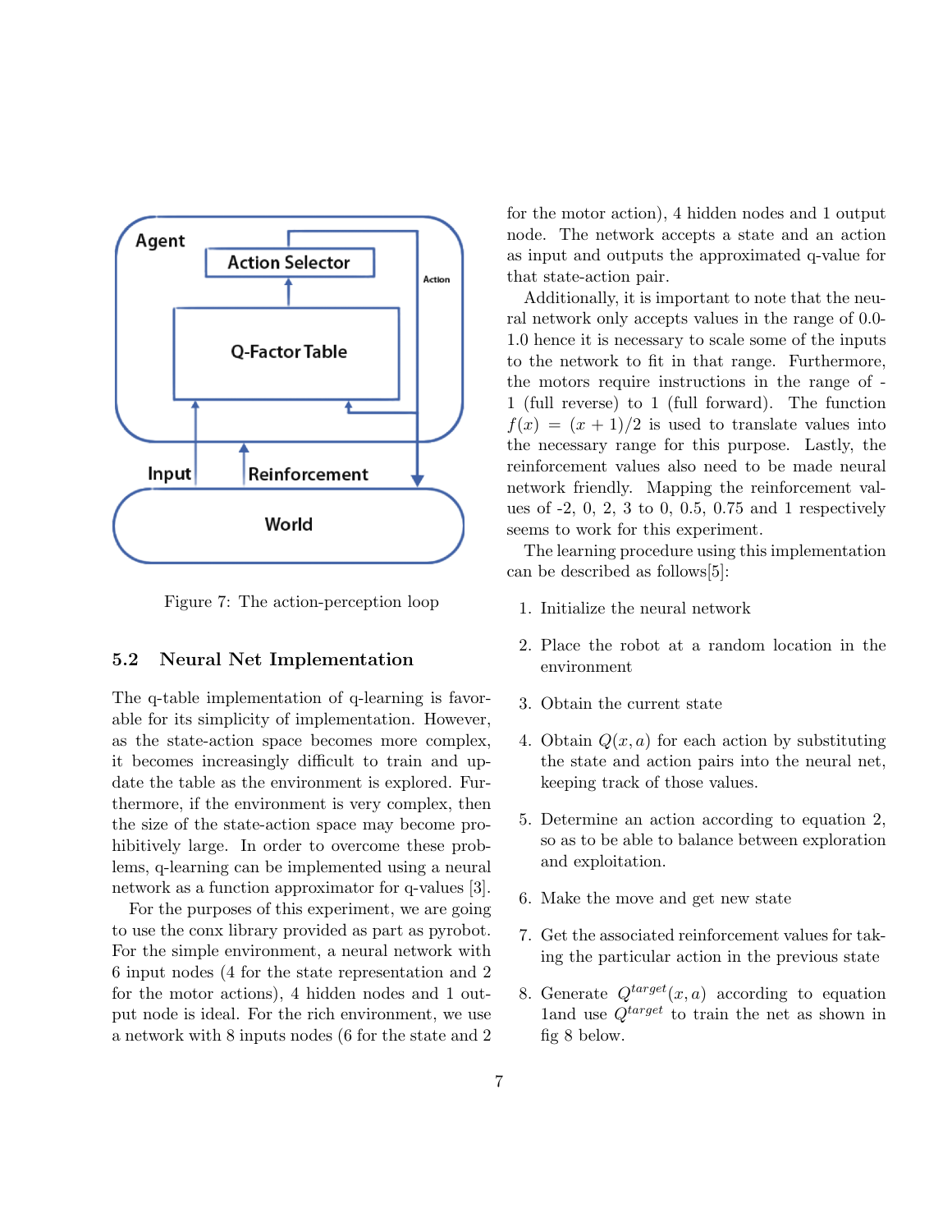Figure 7: The action-perception loop

### 5.2 Neural Net Implementation

The q-table implementation of q-learning is favorable for its simplicity of implementation. However, as the state-action space becomes more complex, it becomes increasingly difficult to train and update the table as the environment is explored. Furthermore, if the environment is very complex, then the size of the state-action space may become prohibitively large. In order to overcome these problems, q-learning can be implemented using a neural network as a function approximator for q-values [3].

For the purposes of this experiment, we are going to use the conx library provided as part as pyrobot. For the simple environment, a neural network with 6 input nodes (4 for the state representation and 2 for the motor actions), 4 hidden nodes and 1 output node is ideal. For the rich environment, we use a network with 8 inputs nodes (6 for the state and 2 for the motor action), 4 hidden nodes and 1 output node. The network accepts a state and an action as input and outputs the approximated q-value for that state-action pair.

Additionally, it is important to note that the neural network only accepts values in the range of 0.0-1.0 hence it is necessary to scale some of the inputs to the network to fit in that range. Furthermore, the motors require instructions in the range of -1 (full reverse) to 1 (full forward). The function $f(x) = (x + 1)/2$ is used to translate values into the necessary range for this purpose. Lastly, the reinforcement values also need to be made neural network friendly. Mapping the reinforcement values of -2, 0, 2, 3 to 0, 0.5, 0.75 and 1 respectively seems to work for this experiment.

The learning procedure using this implementation can be described as follows[5]:

1. Initialize the neural network
2. Place the robot at a random location in the environment
3. Obtain the current state
4. Obtain $Q(x, a)$ for each action by substituting the state and action pairs into the neural net, keeping track of those values.
5. Determine an action according to equation 2, so as to be able to balance between exploration and exploitation.
6. Make the move and get new state
7. Get the associated reinforcement values for taking the particular action in the previous state
8. Generate $Q^{target}(x, a)$ according to equation 1and use $Q^{target}$ to train the net as shown in fig 8 below.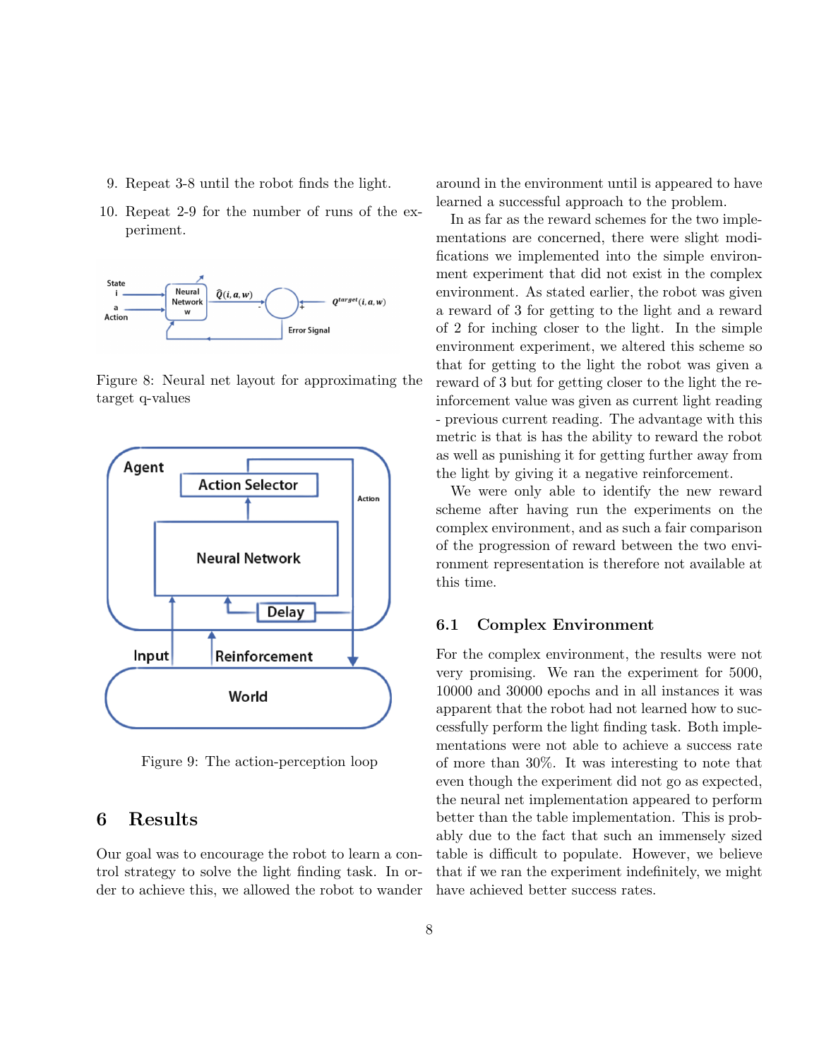9. Repeat 3-8 until the robot finds the light.
10. Repeat 2-9 for the number of runs of the experiment.

Figure 8: Neural net layout for approximating the target q-values

Figure 9: The action-perception loop

# 6 Results

Our goal was to encourage the robot to learn a control strategy to solve the light finding task. In order to achieve this, we allowed the robot to wander around in the environment until is appeared to have learned a successful approach to the problem.

In as far as the reward schemes for the two implementations are concerned, there were slight modifications we implemented into the simple environment experiment that did not exist in the complex environment. As stated earlier, the robot was given a reward of 3 for getting to the light and a reward of 2 for inching closer to the light. In the simple environment experiment, we altered this scheme so that for getting to the light the robot was given a reward of 3 but for getting closer to the light the reinforcement value was given as current light reading - previous current reading. The advantage with this metric is that is has the ability to reward the robot as well as punishing it for getting further away from the light by giving it a negative reinforcement.

We were only able to identify the new reward scheme after having run the experiments on the complex environment, and as such a fair comparison of the progression of reward between the two environment representation is therefore not available at this time.

## 6.1 Complex Environment

For the complex environment, the results were not very promising. We ran the experiment for 5000, 10000 and 30000 epochs and in all instances it was apparent that the robot had not learned how to successfully perform the light finding task. Both implementations were not able to achieve a success rate of more than 30%. It was interesting to note that even though the experiment did not go as expected, the neural net implementation appeared to perform better than the table implementation. This is probably due to the fact that such an immensely sized table is difficult to populate. However, we believe that if we ran the experiment indefinitely, we might have achieved better success rates.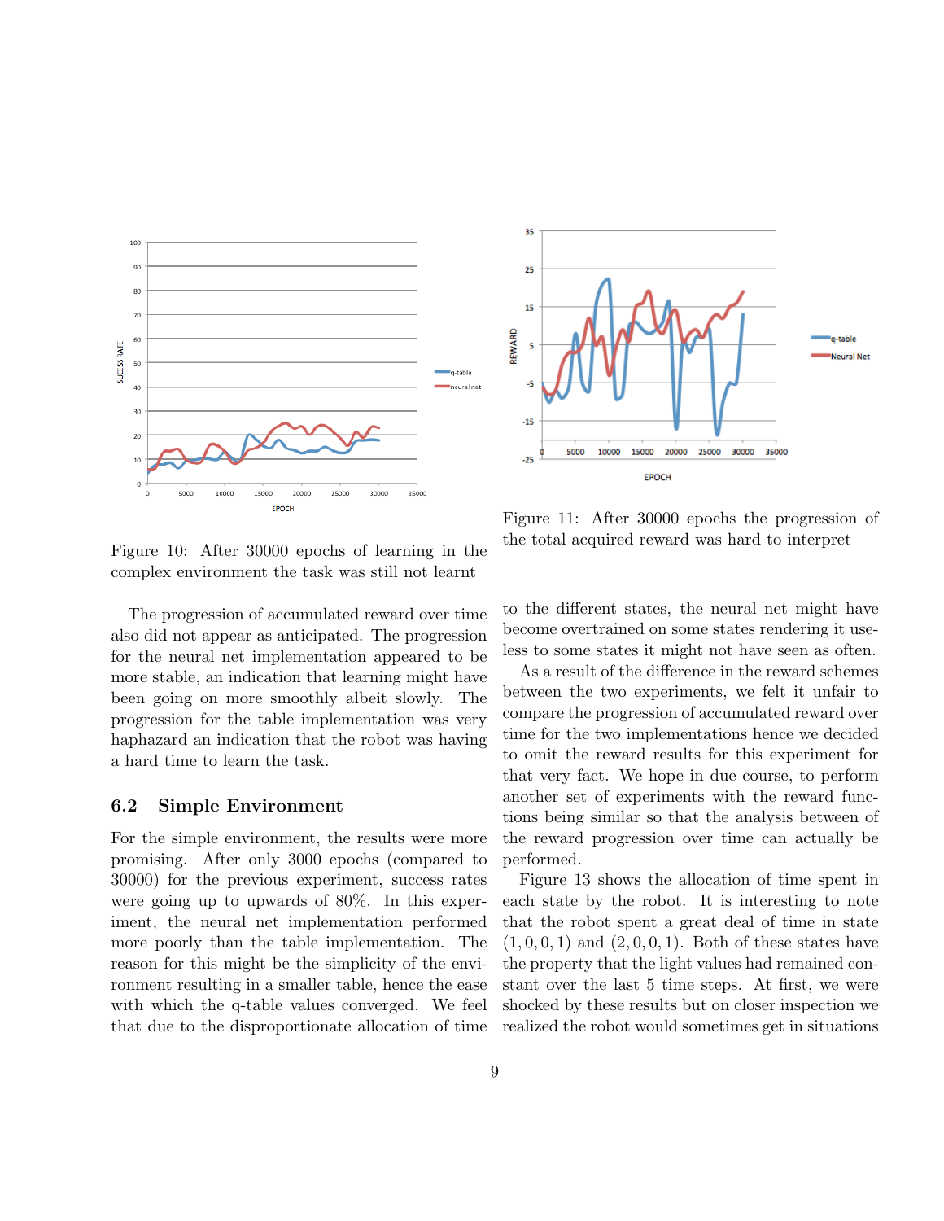Figure 10: After 30000 epochs of learning in the complex environment the task was still not learnt

Figure 11: After 30000 epochs the progression of the total acquired reward was hard to interpret

The progression of accumulated reward over time also did not appear as anticipated. The progression for the neural net implementation appeared to be more stable, an indication that learning might have been going on more smoothly albeit slowly. The progression for the table implementation was very haphazard an indication that the robot was having a hard time to learn the task.

### 6.2 Simple Environment

For the simple environment, the results were more promising. After only 3000 epochs (compared to 30000) for the previous experiment, success rates were going up to upwards of 80%. In this experiment, the neural net implementation performed more poorly than the table implementation. The reason for this might be the simplicity of the environment resulting in a smaller table, hence the ease with which the q-table values converged. We feel that due to the disproportionate allocation of time to the different states, the neural net might have become overtrained on some states rendering it useless to some states it might not have seen as often.

As a result of the difference in the reward schemes between the two experiments, we felt it unfair to compare the progression of accumulated reward over time for the two implementations hence we decided to omit the reward results for this experiment for that very fact. We hope in due course, to perform another set of experiments with the reward functions being similar so that the analysis between of the reward progression over time can actually be performed.

Figure 13 shows the allocation of time spent in each state by the robot. It is interesting to note that the robot spent a great deal of time in state $(1, 0, 0, 1)$ and $(2, 0, 0, 1)$. Both of these states have the property that the light values had remained constant over the last 5 time steps. At first, we were shocked by these results but on closer inspection we realized the robot would sometimes get in situations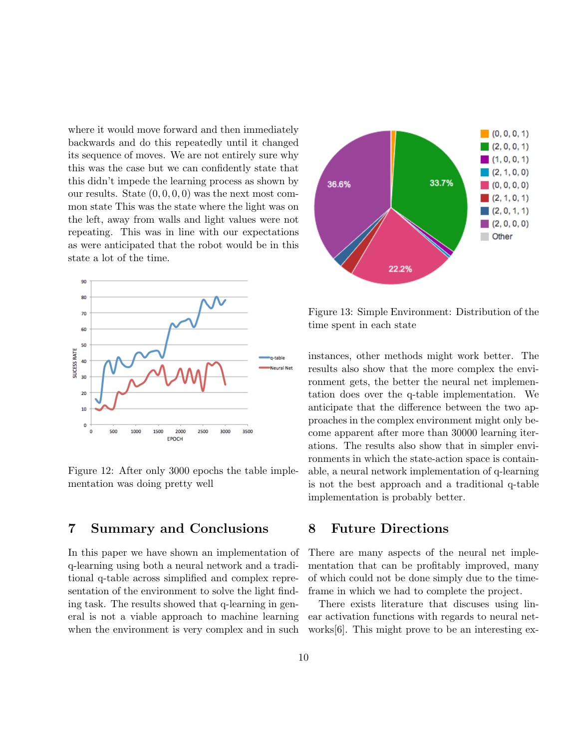where it would move forward and then immediately backwards and do this repeatedly until it changed its sequence of moves. We are not entirely sure why this was the case but we can confidently state that this didn't impede the learning process as shown by our results. State $(0, 0, 0, 0)$ was the next most common state This was the state where the light was on the left, away from walls and light values were not repeating. This was in line with our expectations as were anticipated that the robot would be in this state a lot of the time.

Figure 12: After only 3000 epochs the table implementation was doing pretty well

Figure 13: Simple Environment: Distribution of the time spent in each state

## 7 Summary and Conclusions

In this paper we have shown an implementation of q-learning using both a neural network and a traditional q-table across simplified and complex representation of the environment to solve the light finding task. The results showed that q-learning in general is not a viable approach to machine learning when the environment is very complex and in such instances, other methods might work better. The results also show that the more complex the environment gets, the better the neural net implementation does over the q-table implementation. We anticipate that the difference between the two approaches in the complex environment might only become apparent after more than 30000 learning iterations. The results also show that in simpler environments in which the state-action space is containable, a neural network implementation of q-learning is not the best approach and a traditional q-table implementation is probably better.

## 8 Future Directions

There are many aspects of the neural net implementation that can be profitably improved, many of which could not be done simply due to the timeframe in which we had to complete the project.

There exists literature that discuses using linear activation functions with regards to neural networks[6]. This might prove to be an interesting ex-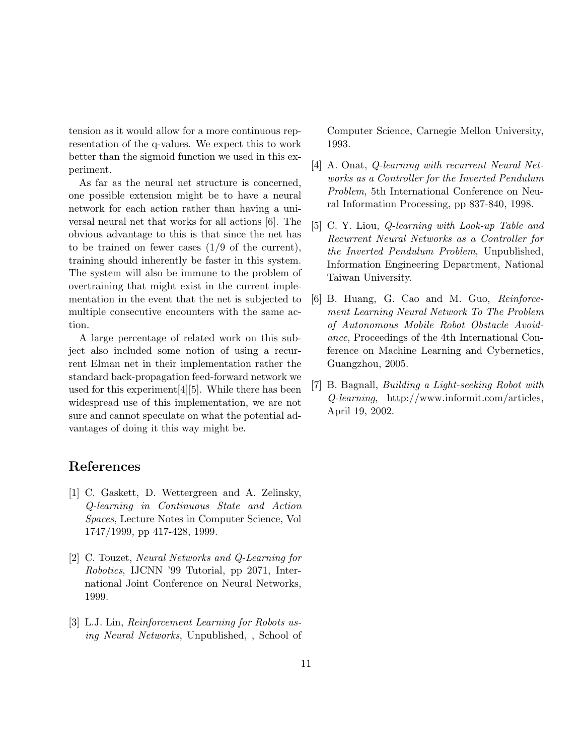tension as it would allow for a more continuous representation of the q-values. We expect this to work better than the sigmoid function we used in this experiment.

As far as the neural net structure is concerned, one possible extension might be to have a neural network for each action rather than having a universal neural net that works for all actions [6]. The obvious advantage to this is that since the net has to be trained on fewer cases (1/9 of the current), training should inherently be faster in this system. The system will also be immune to the problem of overtraining that might exist in the current implementation in the event that the net is subjected to multiple consecutive encounters with the same action.

A large percentage of related work on this subject also included some notion of using a recurrent Elman net in their implementation rather the standard back-propagation feed-forward network we used for this experiment[4][5]. While there has been widespread use of this implementation, we are not sure and cannot speculate on what the potential advantages of doing it this way might be.

# References

[1] C. Gaskett, D. Wettergreen and A. Zelinsky, *Q-learning in Continuous State and Action Spaces*, Lecture Notes in Computer Science, Vol 1747/1999, pp 417-428, 1999.

[2] C. Touzet, *Neural Networks and Q-Learning for Robotics*, IJCNN '99 Tutorial, pp 2071, International Joint Conference on Neural Networks, 1999.

[3] L.J. Lin, *Reinforcement Learning for Robots using Neural Networks*, Unpublished, , School of Computer Science, Carnegie Mellon University, 1993.

[4] A. Onat, *Q-learning with recurrent Neural Networks as a Controller for the Inverted Pendulum Problem*, 5th International Conference on Neural Information Processing, pp 837-840, 1998.

[5] C. Y. Liou, *Q-learning with Look-up Table and Recurrent Neural Networks as a Controller for the Inverted Pendulum Problem*, Unpublished, Information Engineering Department, National Taiwan University.

[6] B. Huang, G. Cao and M. Guo, *Reinforcement Learning Neural Network To The Problem of Autonomous Mobile Robot Obstacle Avoidance*, Proceedings of the 4th International Conference on Machine Learning and Cybernetics, Guangzhou, 2005.

[7] B. Bagnall, *Building a Light-seeking Robot with Q-learning*, http://www.informit.com/articles, April 19, 2002.